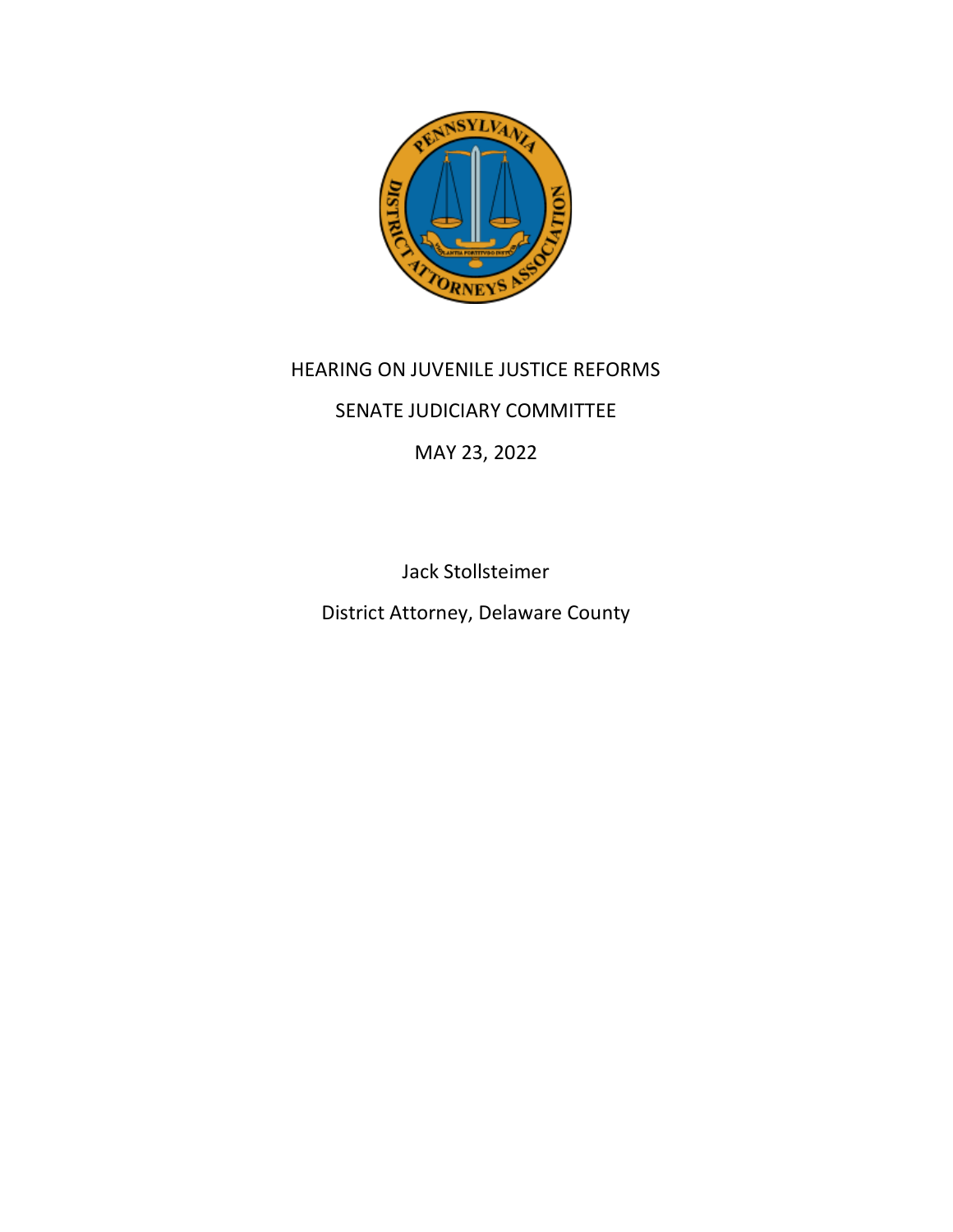HEARING ON JUVENILE JUSTICE REFORMS

SENATE JUDICIARY COMMITTEE

MAY 23, 2022

Jack Stollsteimer

District Attorney, Delaware County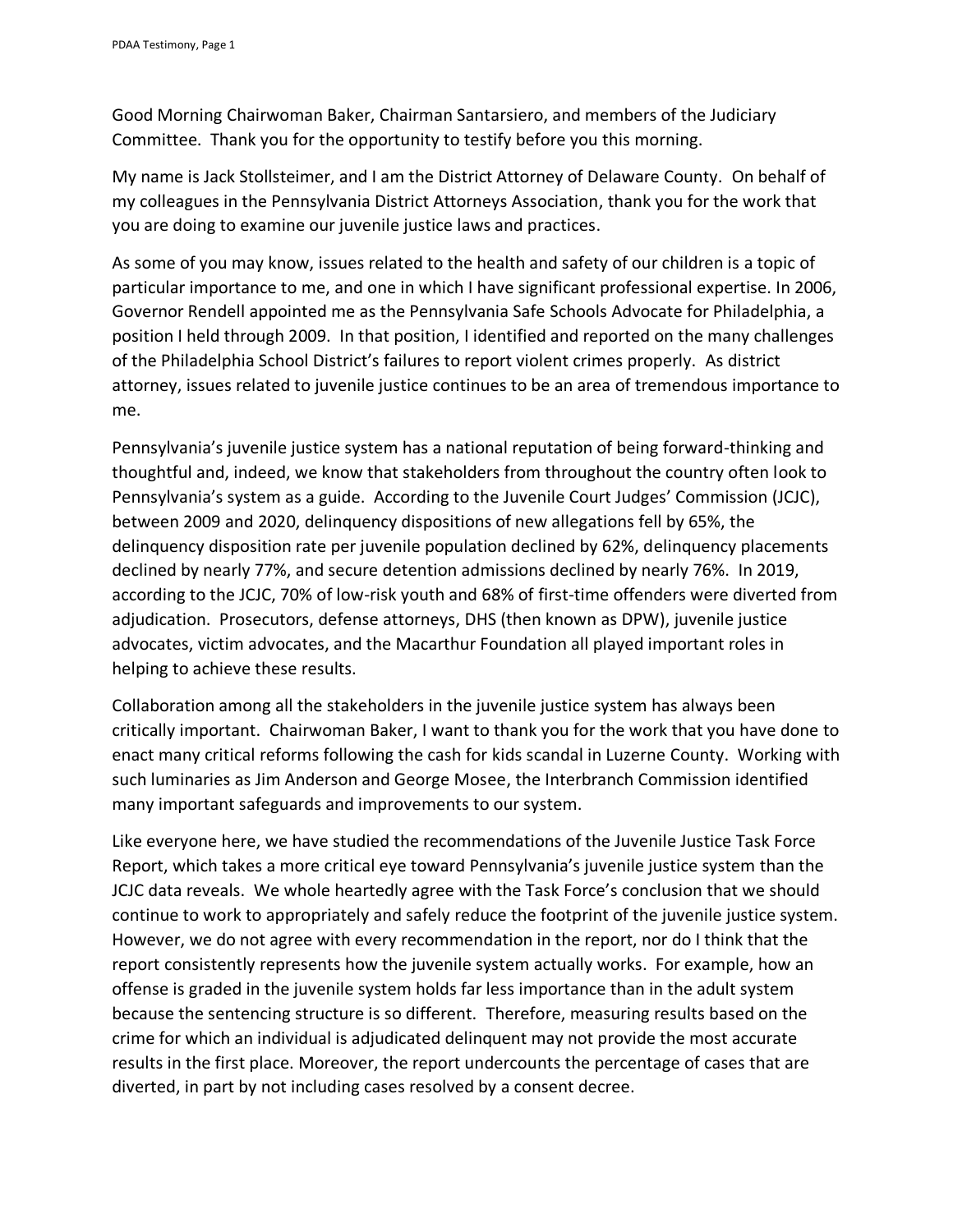Good Morning Chairwoman Baker, Chairman Santarsiero, and members of the Judiciary Committee. Thank you for the opportunity to testify before you this morning.

My name is Jack Stollsteimer, and I am the District Attorney of Delaware County. On behalf of my colleagues in the Pennsylvania District Attorneys Association, thank you for the work that you are doing to examine our juvenile justice laws and practices.

As some of you may know, issues related to the health and safety of our children is a topic of particular importance to me, and one in which I have significant professional expertise. In 2006, Governor Rendell appointed me as the Pennsylvania Safe Schools Advocate for Philadelphia, a position I held through 2009. In that position, I identified and reported on the many challenges of the Philadelphia School District's failures to report violent crimes properly. As district attorney, issues related to juvenile justice continues to be an area of tremendous importance to me.

Pennsylvania's juvenile justice system has a national reputation of being forward-thinking and thoughtful and, indeed, we know that stakeholders from throughout the country often look to Pennsylvania's system as a guide. According to the Juvenile Court Judges' Commission (JCJC), between 2009 and 2020, delinquency dispositions of new allegations fell by 65%, the delinquency disposition rate per juvenile population declined by 62%, delinquency placements declined by nearly 77%, and secure detention admissions declined by nearly 76%. In 2019, according to the JCJC, 70% of low-risk youth and 68% of first-time offenders were diverted from adjudication. Prosecutors, defense attorneys, DHS (then known as DPW), juvenile justice advocates, victim advocates, and the Macarthur Foundation all played important roles in helping to achieve these results.

Collaboration among all the stakeholders in the juvenile justice system has always been critically important. Chairwoman Baker, I want to thank you for the work that you have done to enact many critical reforms following the cash for kids scandal in Luzerne County. Working with such luminaries as Jim Anderson and George Mosee, the Interbranch Commission identified many important safeguards and improvements to our system.

Like everyone here, we have studied the recommendations of the Juvenile Justice Task Force Report, which takes a more critical eye toward Pennsylvania's juvenile justice system than the JCJC data reveals. We whole heartedly agree with the Task Force's conclusion that we should continue to work to appropriately and safely reduce the footprint of the juvenile justice system. However, we do not agree with every recommendation in the report, nor do I think that the report consistently represents how the juvenile system actually works. For example, how an offense is graded in the juvenile system holds far less importance than in the adult system because the sentencing structure is so different. Therefore, measuring results based on the crime for which an individual is adjudicated delinquent may not provide the most accurate results in the first place. Moreover, the report undercounts the percentage of cases that are diverted, in part by not including cases resolved by a consent decree.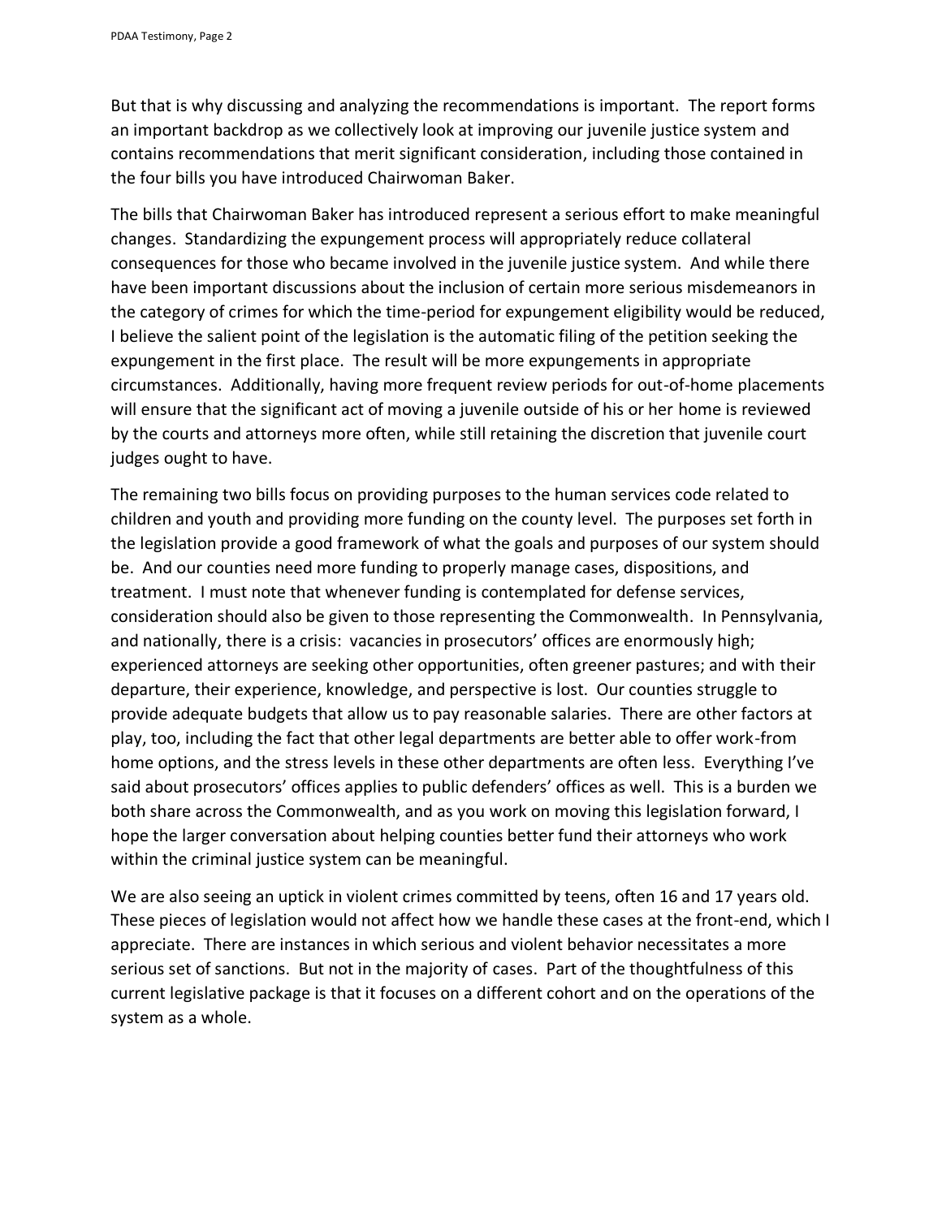But that is why discussing and analyzing the recommendations is important. The report forms an important backdrop as we collectively look at improving our juvenile justice system and contains recommendations that merit significant consideration, including those contained in the four bills you have introduced Chairwoman Baker.

The bills that Chairwoman Baker has introduced represent a serious effort to make meaningful changes. Standardizing the expungement process will appropriately reduce collateral consequences for those who became involved in the juvenile justice system. And while there have been important discussions about the inclusion of certain more serious misdemeanors in the category of crimes for which the time-period for expungement eligibility would be reduced, I believe the salient point of the legislation is the automatic filing of the petition seeking the expungement in the first place. The result will be more expungements in appropriate circumstances. Additionally, having more frequent review periods for out-of-home placements will ensure that the significant act of moving a juvenile outside of his or her home is reviewed by the courts and attorneys more often, while still retaining the discretion that juvenile court judges ought to have.

The remaining two bills focus on providing purposes to the human services code related to children and youth and providing more funding on the county level. The purposes set forth in the legislation provide a good framework of what the goals and purposes of our system should be. And our counties need more funding to properly manage cases, dispositions, and treatment. I must note that whenever funding is contemplated for defense services, consideration should also be given to those representing the Commonwealth. In Pennsylvania, and nationally, there is a crisis: vacancies in prosecutors' offices are enormously high; experienced attorneys are seeking other opportunities, often greener pastures; and with their departure, their experience, knowledge, and perspective is lost. Our counties struggle to provide adequate budgets that allow us to pay reasonable salaries. There are other factors at play, too, including the fact that other legal departments are better able to offer work-from home options, and the stress levels in these other departments are often less. Everything I've said about prosecutors' offices applies to public defenders' offices as well. This is a burden we both share across the Commonwealth, and as you work on moving this legislation forward, I hope the larger conversation about helping counties better fund their attorneys who work within the criminal justice system can be meaningful.

We are also seeing an uptick in violent crimes committed by teens, often 16 and 17 years old. These pieces of legislation would not affect how we handle these cases at the front-end, which I appreciate. There are instances in which serious and violent behavior necessitates a more serious set of sanctions. But not in the majority of cases. Part of the thoughtfulness of this current legislative package is that it focuses on a different cohort and on the operations of the system as a whole.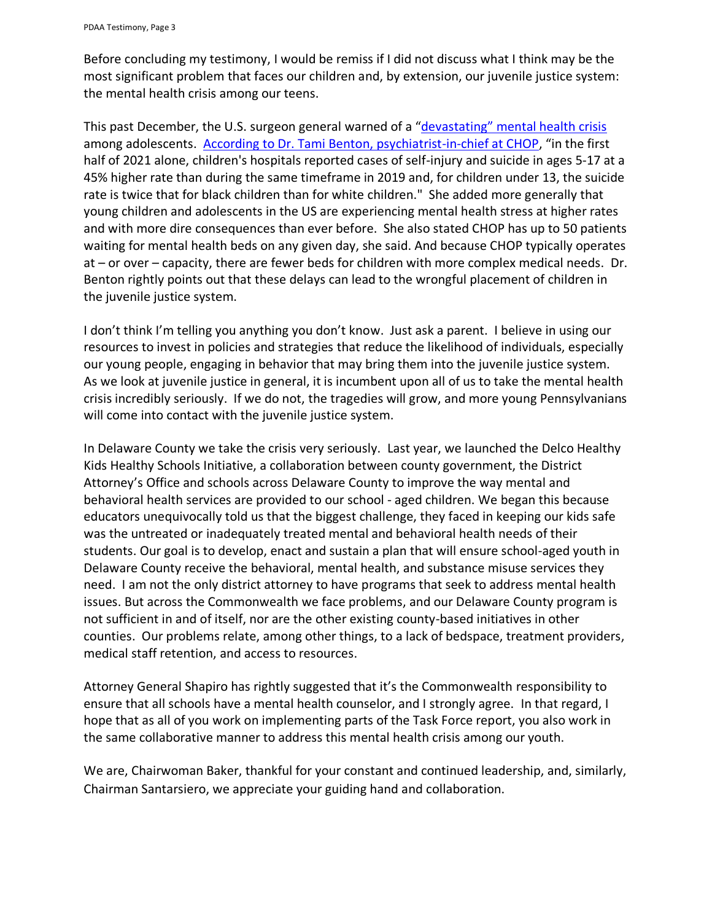Before concluding my testimony, I would be remiss if I did not discuss what I think may be the most significant problem that faces our children and, by extension, our juvenile justice system: the mental health crisis among our teens.

This past December, the U.S. surgeon general warned of a "devastating" mental health crisis among adolescents. According to Dr. Tami Benton, psychiatrist-in-chief at CHOP, "in the first half of 2021 alone, children's hospitals reported cases of self-injury and suicide in ages 5-17 at a 45% higher rate than during the same timeframe in 2019 and, for children under 13, the suicide rate is twice that for black children than for white children." She added more generally that young children and adolescents in the US are experiencing mental health stress at higher rates and with more dire consequences than ever before. She also stated CHOP has up to 50 patients waiting for mental health beds on any given day, she said. And because CHOP typically operates at – or over – capacity, there are fewer beds for children with more complex medical needs. Dr. Benton rightly points out that these delays can lead to the wrongful placement of children in the juvenile justice system.

I don't think I'm telling you anything you don't know. Just ask a parent. I believe in using our resources to invest in policies and strategies that reduce the likelihood of individuals, especially our young people, engaging in behavior that may bring them into the juvenile justice system. As we look at juvenile justice in general, it is incumbent upon all of us to take the mental health crisis incredibly seriously. If we do not, the tragedies will grow, and more young Pennsylvanians will come into contact with the juvenile justice system.

In Delaware County we take the crisis very seriously. Last year, we launched the Delco Healthy Kids Healthy Schools Initiative, a collaboration between county government, the District Attorney's Office and schools across Delaware County to improve the way mental and behavioral health services are provided to our school - aged children. We began this because educators unequivocally told us that the biggest challenge, they faced in keeping our kids safe was the untreated or inadequately treated mental and behavioral health needs of their students. Our goal is to develop, enact and sustain a plan that will ensure school-aged youth in Delaware County receive the behavioral, mental health, and substance misuse services they need. I am not the only district attorney to have programs that seek to address mental health issues. But across the Commonwealth we face problems, and our Delaware County program is not sufficient in and of itself, nor are the other existing county-based initiatives in other counties. Our problems relate, among other things, to a lack of bedspace, treatment providers, medical staff retention, and access to resources.

Attorney General Shapiro has rightly suggested that it's the Commonwealth responsibility to ensure that all schools have a mental health counselor, and I strongly agree. In that regard, I hope that as all of you work on implementing parts of the Task Force report, you also work in the same collaborative manner to address this mental health crisis among our youth.

We are, Chairwoman Baker, thankful for your constant and continued leadership, and, similarly, Chairman Santarsiero, we appreciate your guiding hand and collaboration.